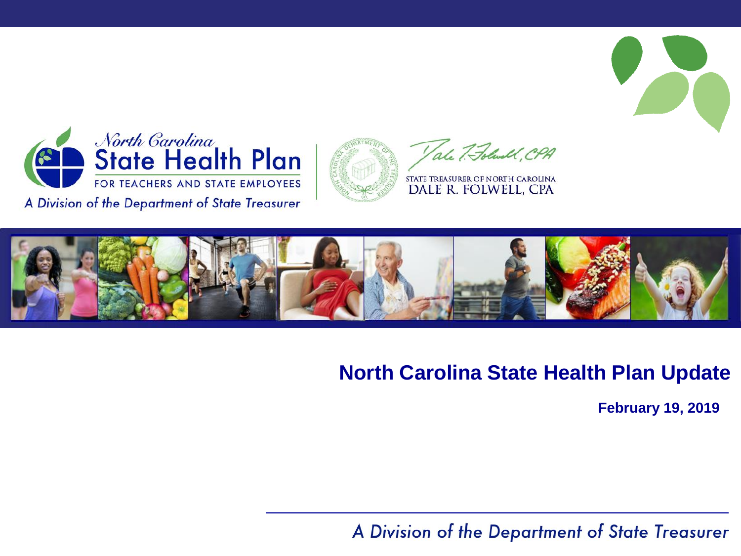North Carolina State Health Plan FOR TEACHERS AND STATE EMPLOYEES

A Division of the Department of State Treasurer

STATE TREASURER OF NORTH CAROLINA
DALE R. FOLWELL, CPA

# North Carolina State Health Plan Update

**February 19, 2019**

*A Division of the Department of State Treasurer*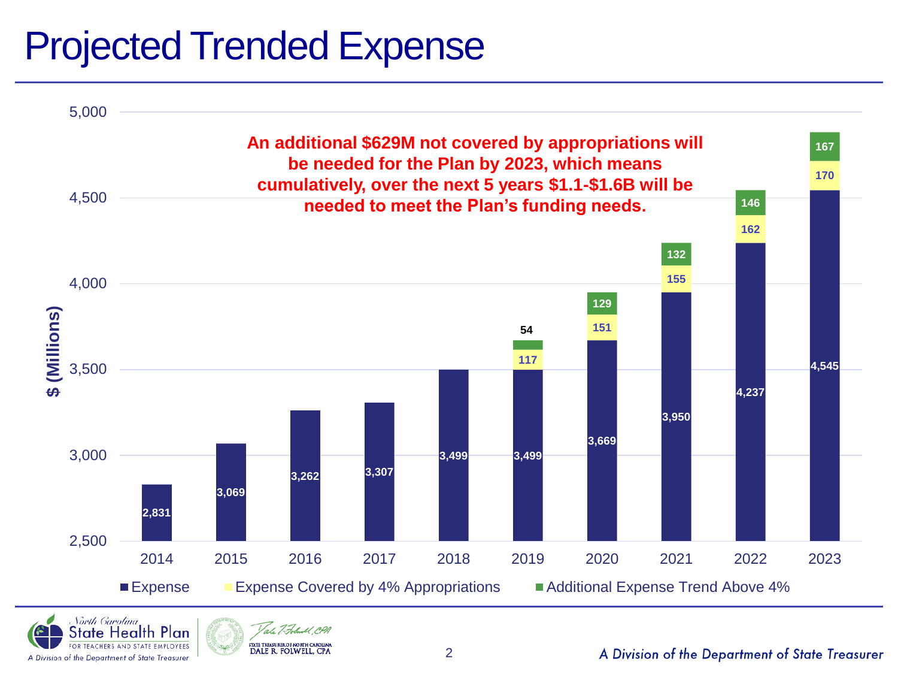# Projected Trended Expense

**An additional $629M not covered by appropriations will be needed for the Plan by 2023, which means cumulatively, over the next 5 years $1.1-$1.6B will be needed to meet the Plan's funding needs.**

$ (Millions)

| Year | Expense | Expense Covered by 4% Appropriations | Additional Expense Trend Above 4% |
|---|---|---|---|
| 2014 | 2,831 | | |
| 2015 | 3,069 | | |
| 2016 | 3,262 | | |
| 2017 | 3,307 | | |
| 2018 | 3,499 | | |
| 2019 | 3,499 | 117 | 54 |
| 2020 | 3,669 | 151 | 129 |
| 2021 | 3,950 | 155 | 132 |
| 2022 | 4,237 | 162 | 146 |
| 2023 | 4,545 | 170 | 167 |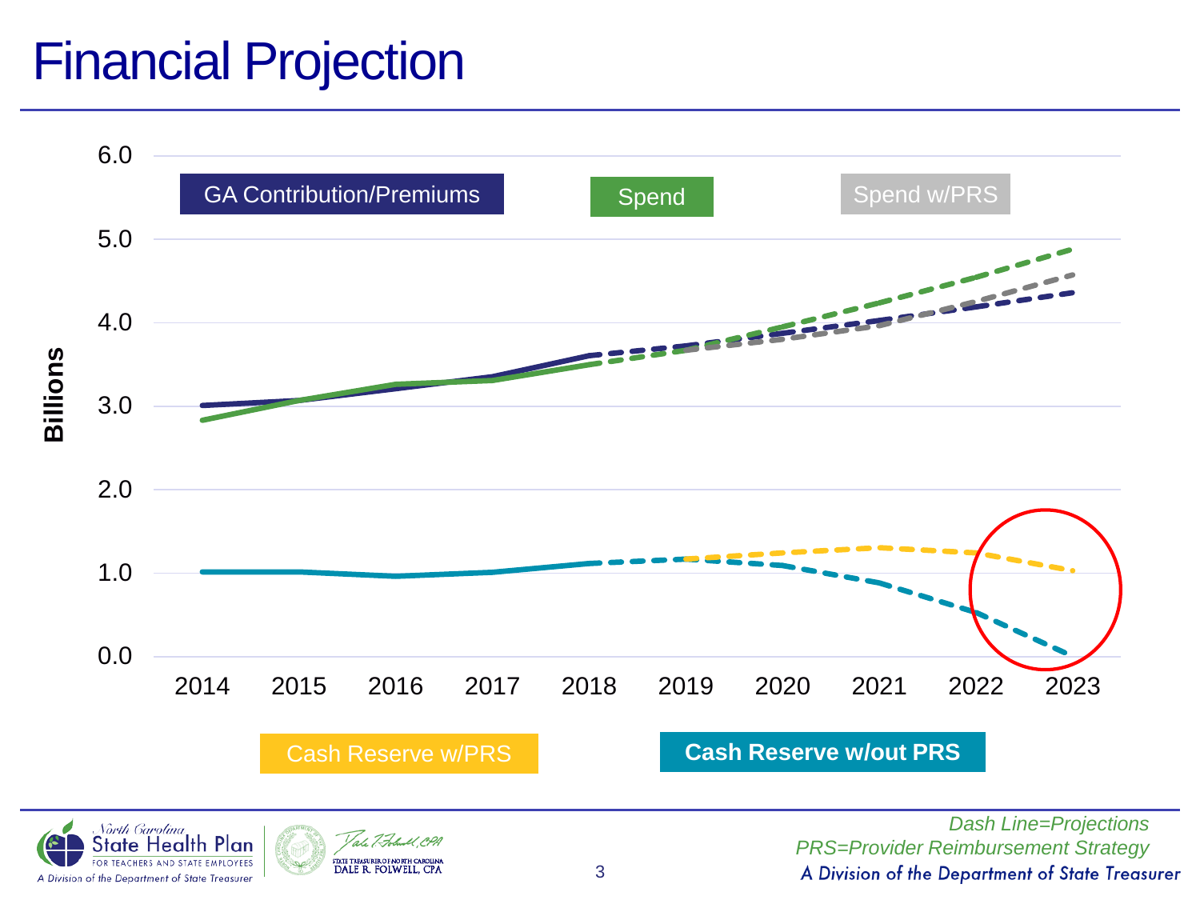# Financial Projection

GA Contribution/Premiums

Spend

Spend w/PRS

Billions

6.0
5.0
4.0
3.0
2.0
1.0
0.0

2014 2015 2016 2017 2018 2019 2020 2021 2022 2023

Cash Reserve w/PRS

**Cash Reserve w/out PRS**

*Dash Line=Projections*

*PRS=Provider Reimbursement Strategy*

*A Division of the Department of State Treasurer*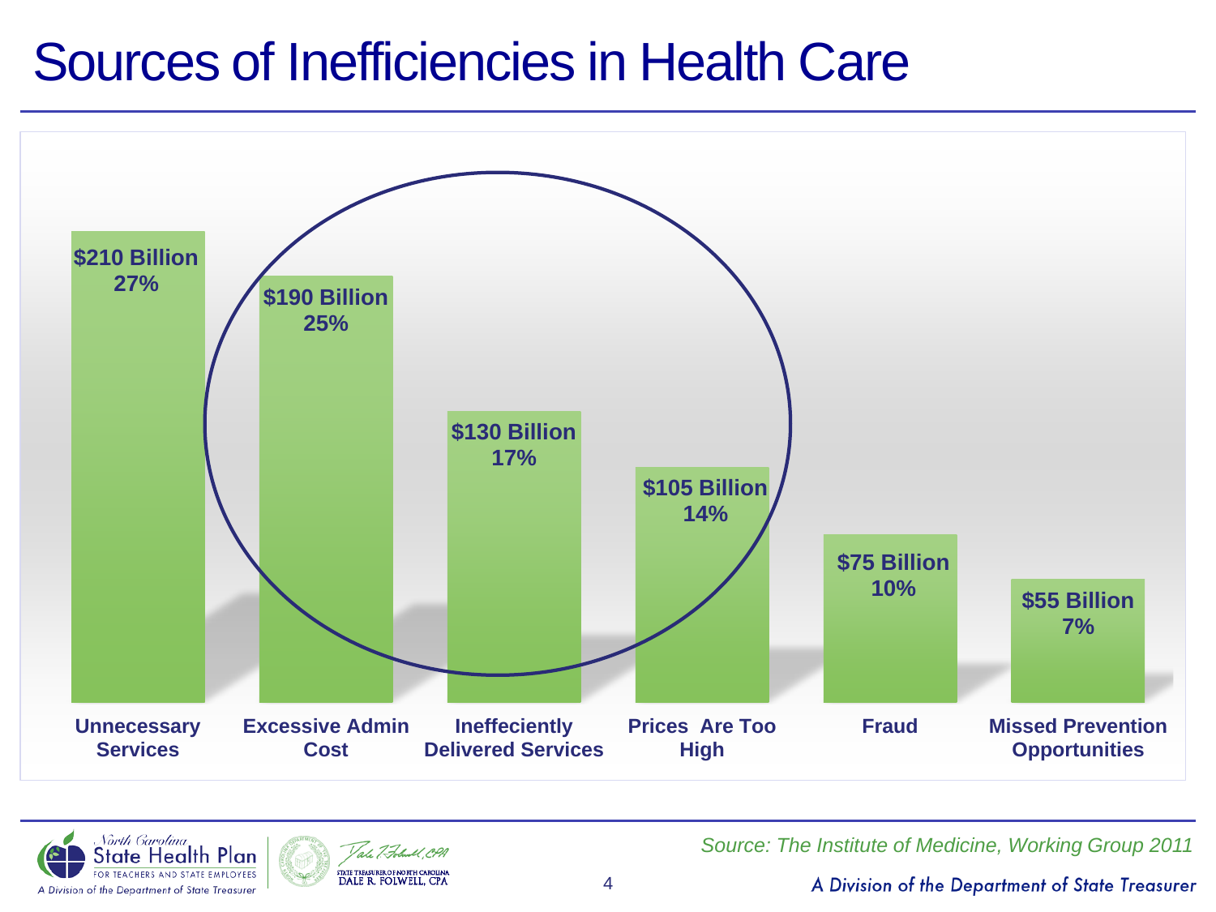# Sources of Inefficiencies in Health Care

| Category | Amount | Percent |
|---|---|---|
| Unnecessary Services | $210 Billion | 27% |
| Excessive Admin Cost | $190 Billion | 25% |
| Ineffeciently Delivered Services | $130 Billion | 17% |
| Prices Are Too High | $105 Billion | 14% |
| Fraud | $75 Billion | 10% |
| Missed Prevention Opportunities | $55 Billion | 7% |

*Source: The Institute of Medicine, Working Group 2011*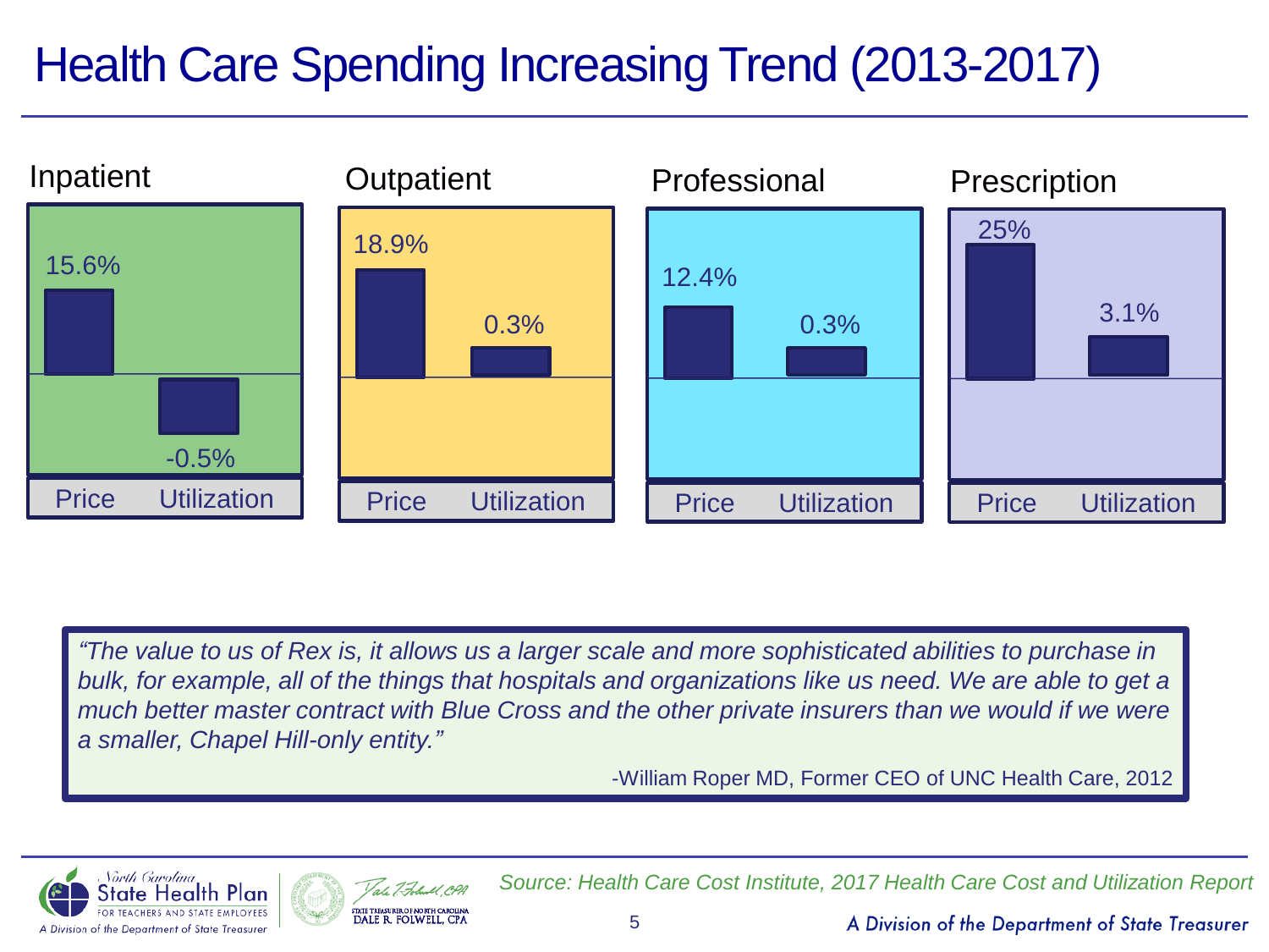# Health Care Spending Increasing Trend (2013-2017)

| | Price | Utilization |
|---|---|---|
| Inpatient | 15.6% | -0.5% |
| Outpatient | 18.9% | 0.3% |
| Professional | 12.4% | 0.3% |
| Prescription | 25% | 3.1% |

> *"The value to us of Rex is, it allows us a larger scale and more sophisticated abilities to purchase in bulk, for example, all of the things that hospitals and organizations like us need. We are able to get a much better master contract with Blue Cross and the other private insurers than we would if we were a smaller, Chapel Hill-only entity."*
>
> -William Roper MD, Former CEO of UNC Health Care, 2012

*Source: Health Care Cost Institute, 2017 Health Care Cost and Utilization Report*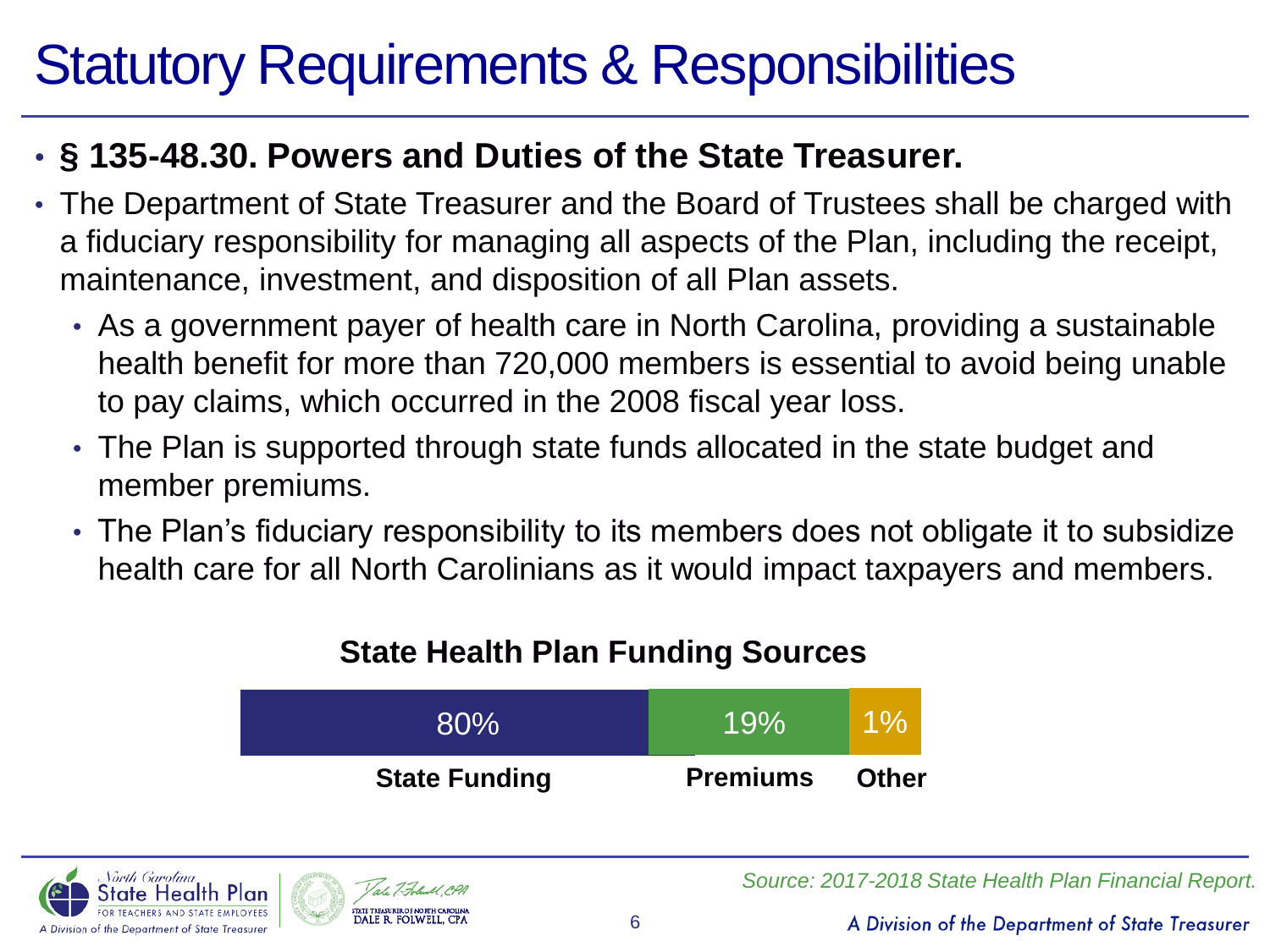# Statutory Requirements & Responsibilities

- **§ 135-48.30. Powers and Duties of the State Treasurer.**
- The Department of State Treasurer and the Board of Trustees shall be charged with a fiduciary responsibility for managing all aspects of the Plan, including the receipt, maintenance, investment, and disposition of all Plan assets.
  - As a government payer of health care in North Carolina, providing a sustainable health benefit for more than 720,000 members is essential to avoid being unable to pay claims, which occurred in the 2008 fiscal year loss.
  - The Plan is supported through state funds allocated in the state budget and member premiums.
  - The Plan's fiduciary responsibility to its members does not obligate it to subsidize health care for all North Carolinians as it would impact taxpayers and members.

**State Health Plan Funding Sources**

80%
19%
1%

State Funding
Premiums
Other

*Source: 2017-2018 State Health Plan Financial Report.*